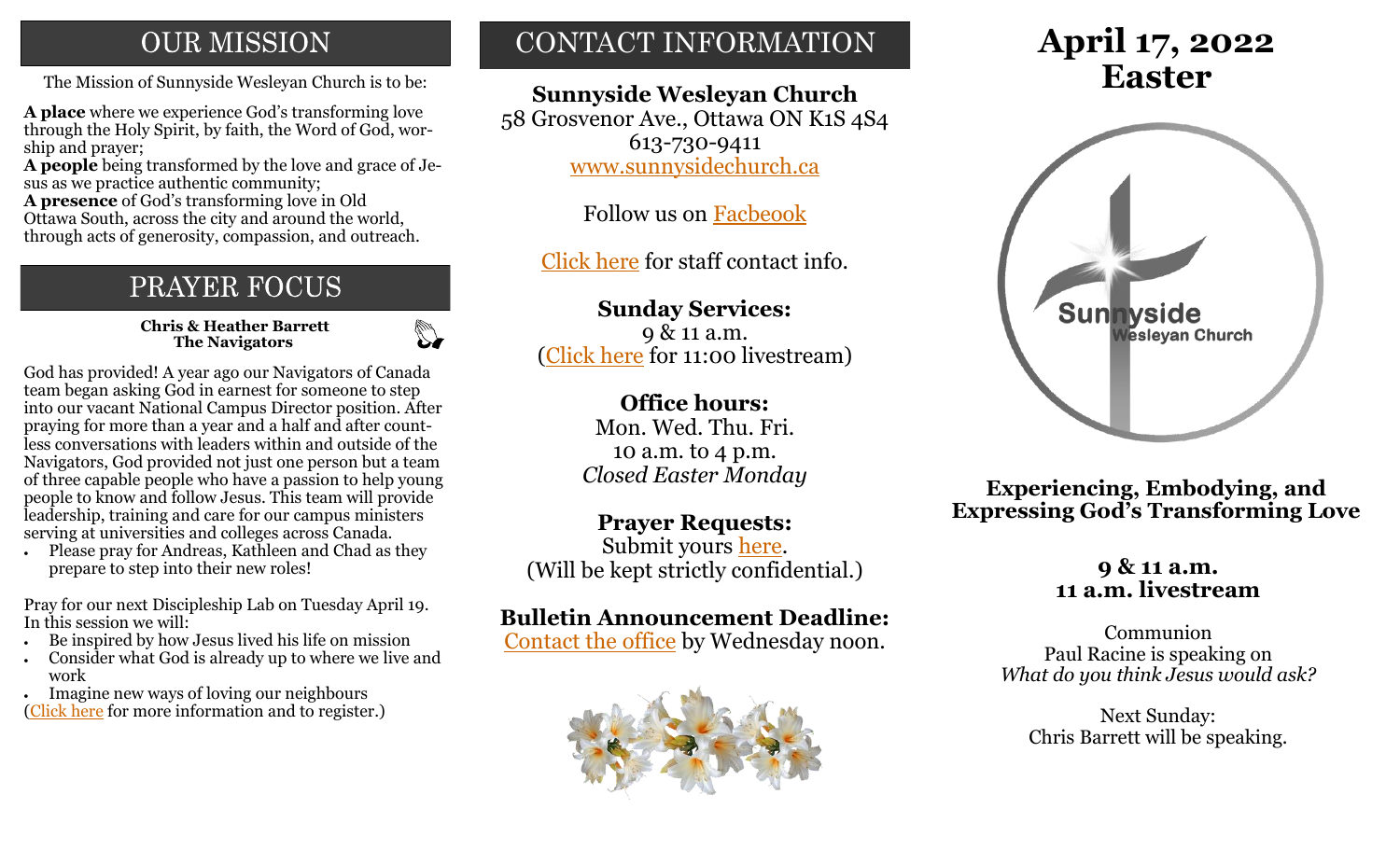## OUR MISSION

The Mission of Sunnyside Wesleyan Church is to be:

**A place** where we experience God's transforming love through the Holy Spirit, by faith, the Word of God, worship and prayer;
**A people** being transformed by the love and grace of Jesus as we practice authentic community;
**A presence** of God's transforming love in Old Ottawa South, across the city and around the world, through acts of generosity, compassion, and outreach.

## PRAYER FOCUS

**Chris & Heather Barrett**
**The Navigators**

God has provided! A year ago our Navigators of Canada team began asking God in earnest for someone to step into our vacant National Campus Director position. After praying for more than a year and a half and after countless conversations with leaders within and outside of the Navigators, God provided not just one person but a team of three capable people who have a passion to help young people to know and follow Jesus. This team will provide leadership, training and care for our campus ministers serving at universities and colleges across Canada.

- Please pray for Andreas, Kathleen and Chad as they prepare to step into their new roles!

Pray for our next Discipleship Lab on Tuesday April 19. In this session we will:

- Be inspired by how Jesus lived his life on mission
- Consider what God is already up to where we live and work
- Imagine new ways of loving our neighbours

(Click here for more information and to register.)

## CONTACT INFORMATION

**Sunnyside Wesleyan Church**
58 Grosvenor Ave., Ottawa ON K1S 4S4
613-730-9411
www.sunnysidechurch.ca

Follow us on Facbeook

Click here for staff contact info.

**Sunday Services:**
9 & 11 a.m.
(Click here for 11:00 livestream)

**Office hours:**
Mon. Wed. Thu. Fri.
10 a.m. to 4 p.m.
*Closed Easter Monday*

**Prayer Requests:**
Submit yours here.
(Will be kept strictly confidential.)

**Bulletin Announcement Deadline:**
Contact the office by Wednesday noon.

# April 17, 2022 Easter

Sunnyside Wesleyan Church

**Experiencing, Embodying, and Expressing God's Transforming Love**

**9 & 11 a.m.**
**11 a.m. livestream**

Communion
Paul Racine is speaking on
*What do you think Jesus would ask?*

Next Sunday:
Chris Barrett will be speaking.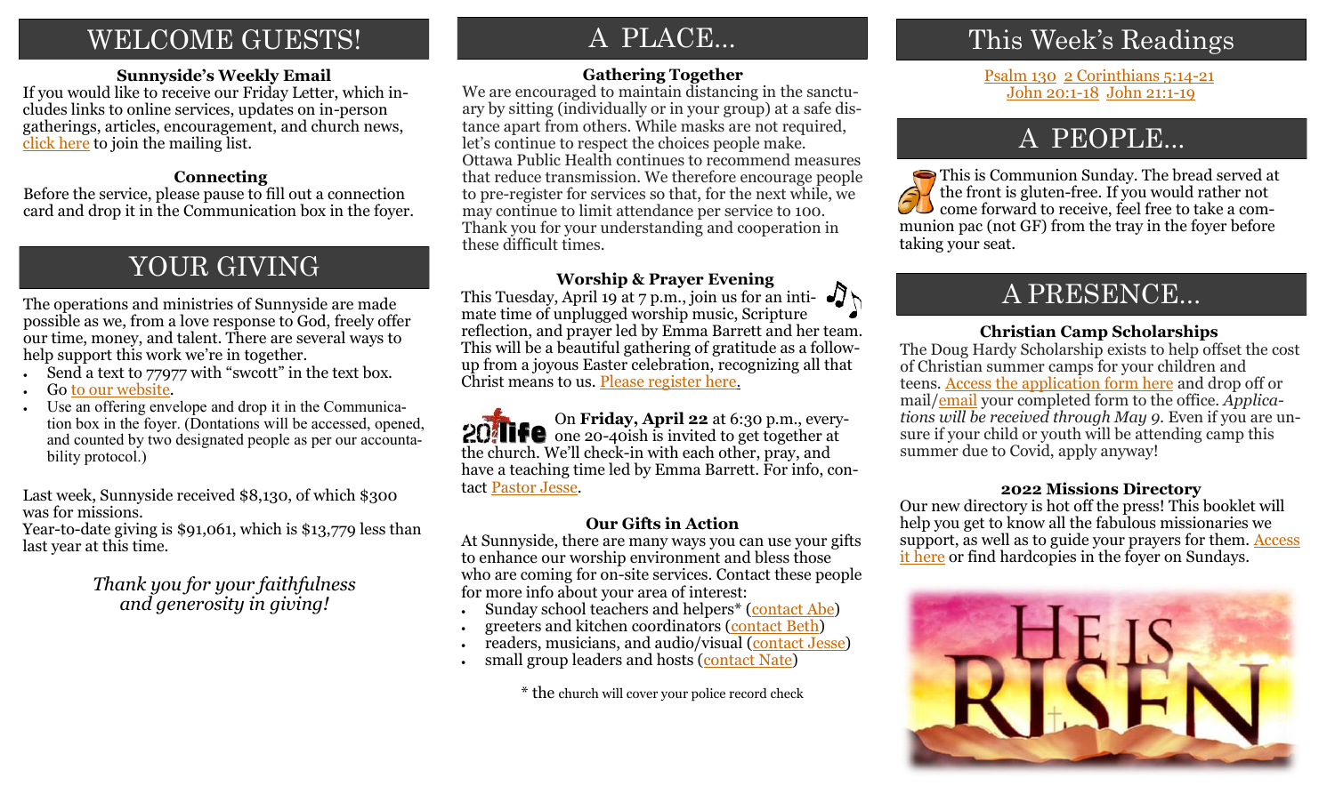# WELCOME GUESTS!

**Sunnyside's Weekly Email**

If you would like to receive our Friday Letter, which includes links to online services, updates on in-person gatherings, articles, encouragement, and church news, click here to join the mailing list.

**Connecting**

Before the service, please pause to fill out a connection card and drop it in the Communication box in the foyer.

# YOUR GIVING

The operations and ministries of Sunnyside are made possible as we, from a love response to God, freely offer our time, money, and talent. There are several ways to help support this work we're in together.

- Send a text to 77977 with "swcott" in the text box.
- Go to our website.
- Use an offering envelope and drop it in the Communication box in the foyer. (Dontations will be accessed, opened, and counted by two designated people as per our accountability protocol.)

Last week, Sunnyside received $8,130, of which $300 was for missions.

Year-to-date giving is $91,061, which is $13,779 less than last year at this time.

*Thank you for your faithfulness and generosity in giving!*

# A PLACE...

**Gathering Together**

We are encouraged to maintain distancing in the sanctuary by sitting (individually or in your group) at a safe distance apart from others. While masks are not required, let's continue to respect the choices people make. Ottawa Public Health continues to recommend measures that reduce transmission. We therefore encourage people to pre-register for services so that, for the next while, we may continue to limit attendance per service to 100. Thank you for your understanding and cooperation in these difficult times.

**Worship & Prayer Evening**

This Tuesday, April 19 at 7 p.m., join us for an intimate time of unplugged worship music, Scripture reflection, and prayer led by Emma Barrett and her team. This will be a beautiful gathering of gratitude as a follow-up from a joyous Easter celebration, recognizing all that Christ means to us. Please register here.

On **Friday, April 22** at 6:30 p.m., everyone 20-40ish is invited to get together at the church. We'll check-in with each other, pray, and have a teaching time led by Emma Barrett. For info, contact Pastor Jesse.

**Our Gifts in Action**

At Sunnyside, there are many ways you can use your gifts to enhance our worship environment and bless those who are coming for on-site services. Contact these people for more info about your area of interest:

- Sunday school teachers and helpers* (contact Abe)
- greeters and kitchen coordinators (contact Beth)
- readers, musicians, and audio/visual (contact Jesse)
- small group leaders and hosts (contact Nate)

\* the church will cover your police record check

# This Week's Readings

Psalm 130 2 Corinthians 5:14-21
John 20:1-18 John 21:1-19

# A PEOPLE...

This is Communion Sunday. The bread served at the front is gluten-free. If you would rather not come forward to receive, feel free to take a communion pac (not GF) from the tray in the foyer before taking your seat.

# A PRESENCE...

**Christian Camp Scholarships**

The Doug Hardy Scholarship exists to help offset the cost of Christian summer camps for your children and teens. Access the application form here and drop off or mail/email your completed form to the office. *Applications will be received through May 9.* Even if you are unsure if your child or youth will be attending camp this summer due to Covid, apply anyway!

**2022 Missions Directory**

Our new directory is hot off the press! This booklet will help you get to know all the fabulous missionaries we support, as well as to guide your prayers for them. Access it here or find hardcopies in the foyer on Sundays.